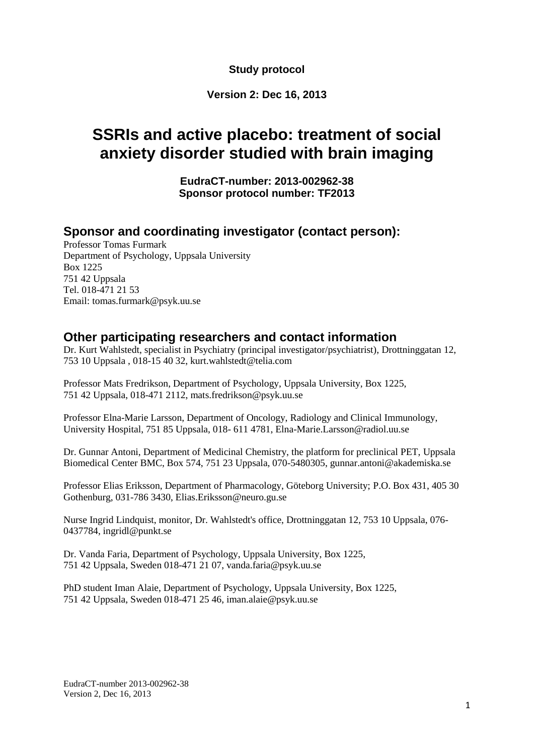**Study protocol**

**Version 2: Dec 16, 2013**

# SSRIs and active placebo: treatment of social anxiety disorder studied with brain imaging

**EudraCT-number: 2013-002962-38**
**Sponsor protocol number: TF2013**

## Sponsor and coordinating investigator (contact person):

Professor Tomas Furmark
Department of Psychology, Uppsala University
Box 1225
751 42 Uppsala
Tel. 018-471 21 53
Email: tomas.furmark@psyk.uu.se

## Other participating researchers and contact information

Dr. Kurt Wahlstedt, specialist in Psychiatry (principal investigator/psychiatrist), Drottninggatan 12, 753 10 Uppsala , 018-15 40 32, kurt.wahlstedt@telia.com

Professor Mats Fredrikson, Department of Psychology, Uppsala University, Box 1225, 751 42 Uppsala, 018-471 2112, mats.fredrikson@psyk.uu.se

Professor Elna-Marie Larsson, Department of Oncology, Radiology and Clinical Immunology, University Hospital, 751 85 Uppsala, 018- 611 4781, Elna-Marie.Larsson@radiol.uu.se

Dr. Gunnar Antoni, Department of Medicinal Chemistry, the platform for preclinical PET, Uppsala Biomedical Center BMC, Box 574, 751 23 Uppsala, 070-5480305, gunnar.antoni@akademiska.se

Professor Elias Eriksson, Department of Pharmacology, Göteborg University; P.O. Box 431, 405 30 Gothenburg, 031-786 3430, Elias.Eriksson@neuro.gu.se

Nurse Ingrid Lindquist, monitor, Dr. Wahlstedt's office, Drottninggatan 12, 753 10 Uppsala, 076-0437784, ingridl@punkt.se

Dr. Vanda Faria, Department of Psychology, Uppsala University, Box 1225, 751 42 Uppsala, Sweden 018-471 21 07, vanda.faria@psyk.uu.se

PhD student Iman Alaie, Department of Psychology, Uppsala University, Box 1225, 751 42 Uppsala, Sweden 018-471 25 46, iman.alaie@psyk.uu.se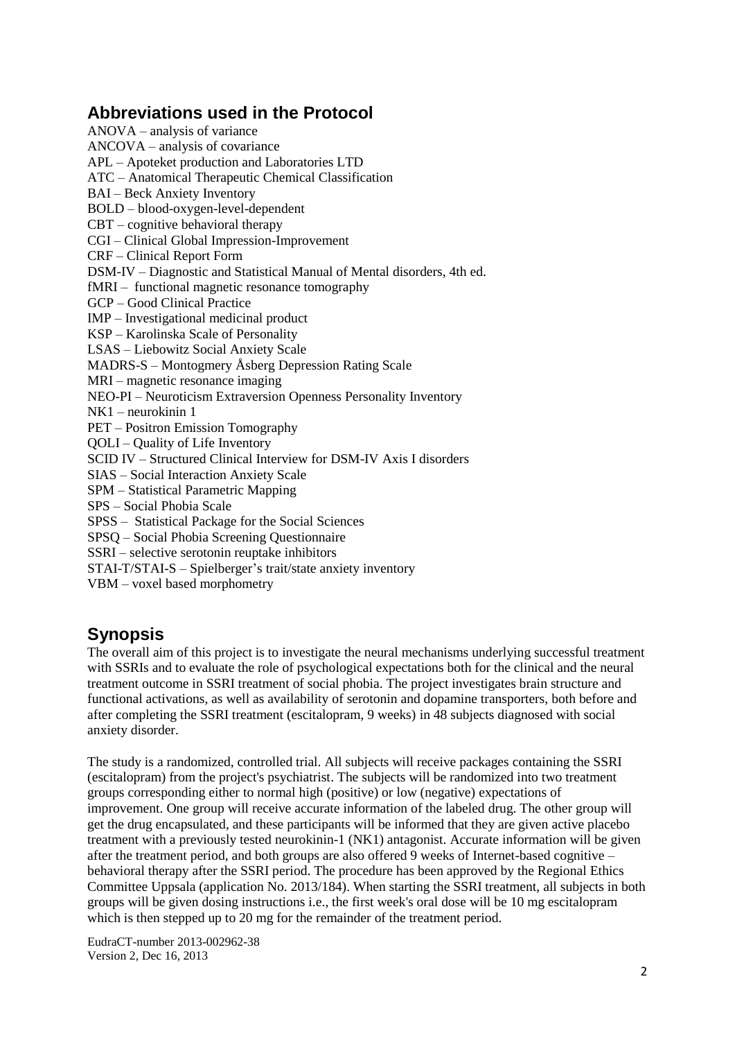## Abbreviations used in the Protocol

ANOVA – analysis of variance
ANCOVA – analysis of covariance
APL – Apoteket production and Laboratories LTD
ATC – Anatomical Therapeutic Chemical Classification
BAI – Beck Anxiety Inventory
BOLD – blood-oxygen-level-dependent
CBT – cognitive behavioral therapy
CGI – Clinical Global Impression-Improvement
CRF – Clinical Report Form
DSM-IV – Diagnostic and Statistical Manual of Mental disorders, 4th ed.
fMRI – functional magnetic resonance tomography
GCP – Good Clinical Practice
IMP – Investigational medicinal product
KSP – Karolinska Scale of Personality
LSAS – Liebowitz Social Anxiety Scale
MADRS-S – Montogmery Åsberg Depression Rating Scale
MRI – magnetic resonance imaging
NEO-PI – Neuroticism Extraversion Openness Personality Inventory
NK1 – neurokinin 1
PET – Positron Emission Tomography
QOLI – Quality of Life Inventory
SCID IV – Structured Clinical Interview for DSM-IV Axis I disorders
SIAS – Social Interaction Anxiety Scale
SPM – Statistical Parametric Mapping
SPS – Social Phobia Scale
SPSS – Statistical Package for the Social Sciences
SPSQ – Social Phobia Screening Questionnaire
SSRI – selective serotonin reuptake inhibitors
STAI-T/STAI-S – Spielberger's trait/state anxiety inventory
VBM – voxel based morphometry

## Synopsis

The overall aim of this project is to investigate the neural mechanisms underlying successful treatment with SSRIs and to evaluate the role of psychological expectations both for the clinical and the neural treatment outcome in SSRI treatment of social phobia. The project investigates brain structure and functional activations, as well as availability of serotonin and dopamine transporters, both before and after completing the SSRI treatment (escitalopram, 9 weeks) in 48 subjects diagnosed with social anxiety disorder.

The study is a randomized, controlled trial. All subjects will receive packages containing the SSRI (escitalopram) from the project's psychiatrist. The subjects will be randomized into two treatment groups corresponding either to normal high (positive) or low (negative) expectations of improvement. One group will receive accurate information of the labeled drug. The other group will get the drug encapsulated, and these participants will be informed that they are given active placebo treatment with a previously tested neurokinin-1 (NK1) antagonist. Accurate information will be given after the treatment period, and both groups are also offered 9 weeks of Internet-based cognitive – behavioral therapy after the SSRI period. The procedure has been approved by the Regional Ethics Committee Uppsala (application No. 2013/184). When starting the SSRI treatment, all subjects in both groups will be given dosing instructions i.e., the first week's oral dose will be 10 mg escitalopram which is then stepped up to 20 mg for the remainder of the treatment period.

EudraCT-number 2013-002962-38
Version 2, Dec 16, 2013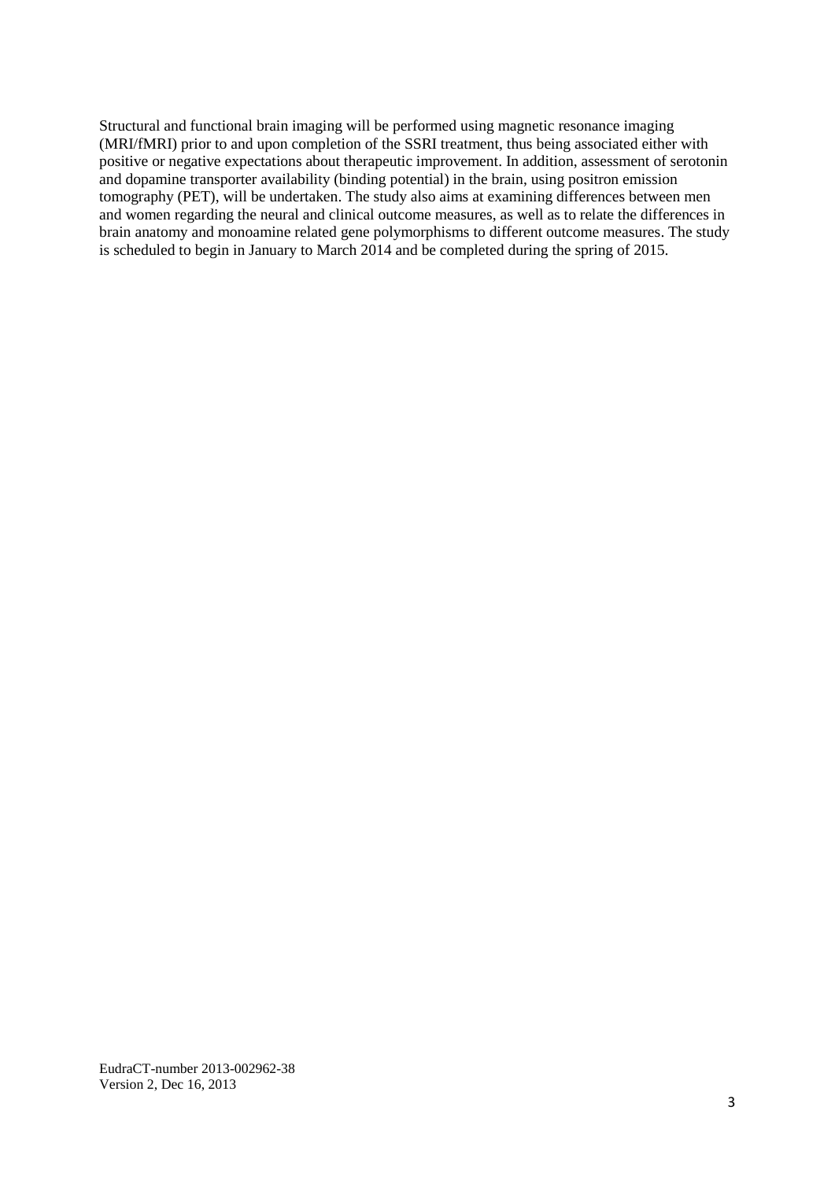Structural and functional brain imaging will be performed using magnetic resonance imaging (MRI/fMRI) prior to and upon completion of the SSRI treatment, thus being associated either with positive or negative expectations about therapeutic improvement. In addition, assessment of serotonin and dopamine transporter availability (binding potential) in the brain, using positron emission tomography (PET), will be undertaken. The study also aims at examining differences between men and women regarding the neural and clinical outcome measures, as well as to relate the differences in brain anatomy and monoamine related gene polymorphisms to different outcome measures. The study is scheduled to begin in January to March 2014 and be completed during the spring of 2015.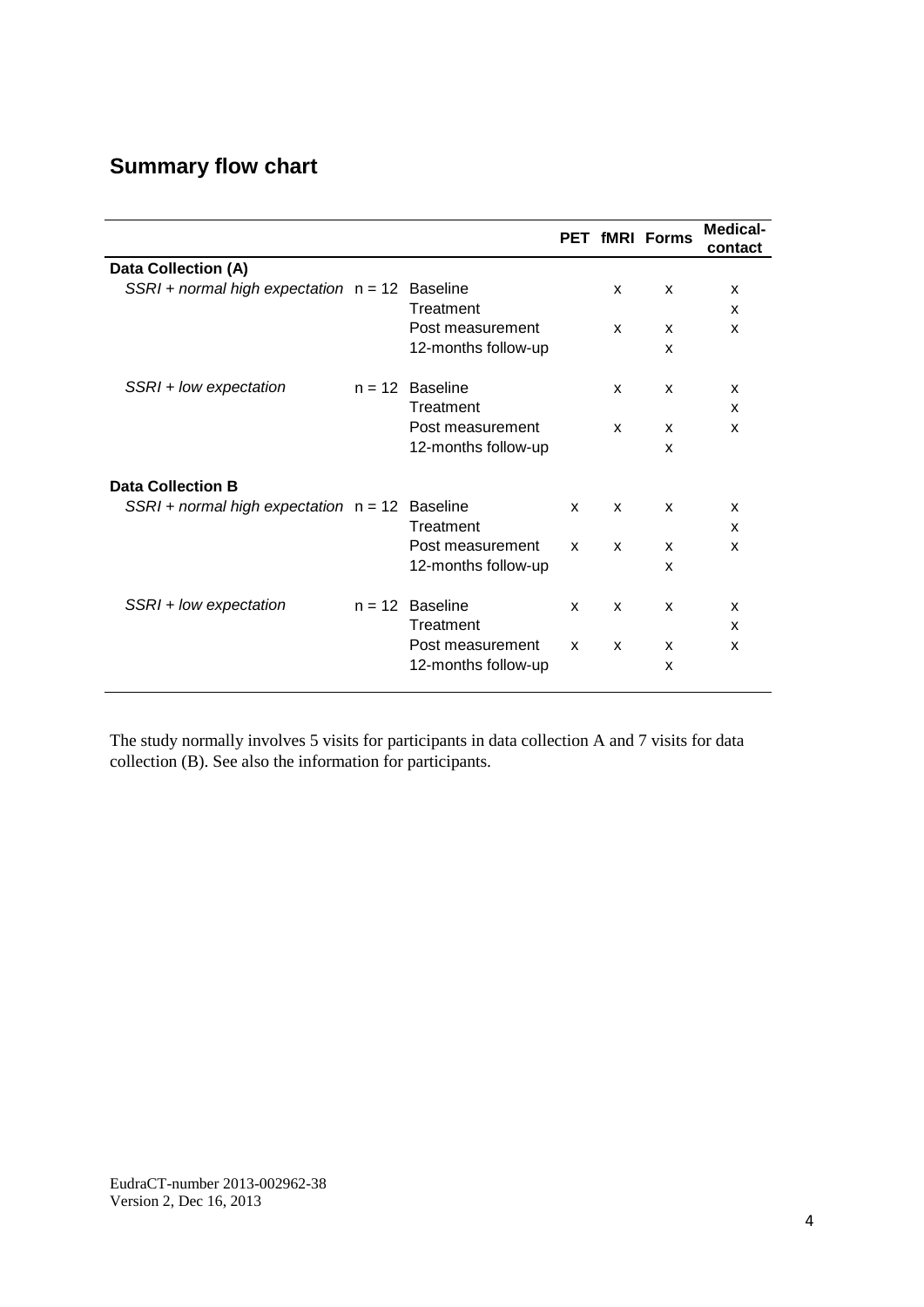## Summary flow chart

| | | | PET | fMRI | Forms | Medical-contact |
|---|---|---|---|---|---|---|
| **Data Collection (A)** | | | | | | |
| *SSRI + normal high expectation* | n = 12 | Baseline | | x | x | x |
| | | Treatment | | | | x |
| | | Post measurement | | x | x | x |
| | | 12-months follow-up | | | x | |
| *SSRI + low expectation* | n = 12 | Baseline | | x | x | x |
| | | Treatment | | | | x |
| | | Post measurement | | x | x | x |
| | | 12-months follow-up | | | x | |
| **Data Collection B** | | | | | | |
| *SSRI + normal high expectation* | n = 12 | Baseline | x | x | x | x |
| | | Treatment | | | | x |
| | | Post measurement | x | x | x | x |
| | | 12-months follow-up | | | x | |
| *SSRI + low expectation* | n = 12 | Baseline | x | x | x | x |
| | | Treatment | | | | x |
| | | Post measurement | x | x | x | x |
| | | 12-months follow-up | | | x | |

The study normally involves 5 visits for participants in data collection A and 7 visits for data collection (B). See also the information for participants.

EudraCT-number 2013-002962-38
Version 2, Dec 16, 2013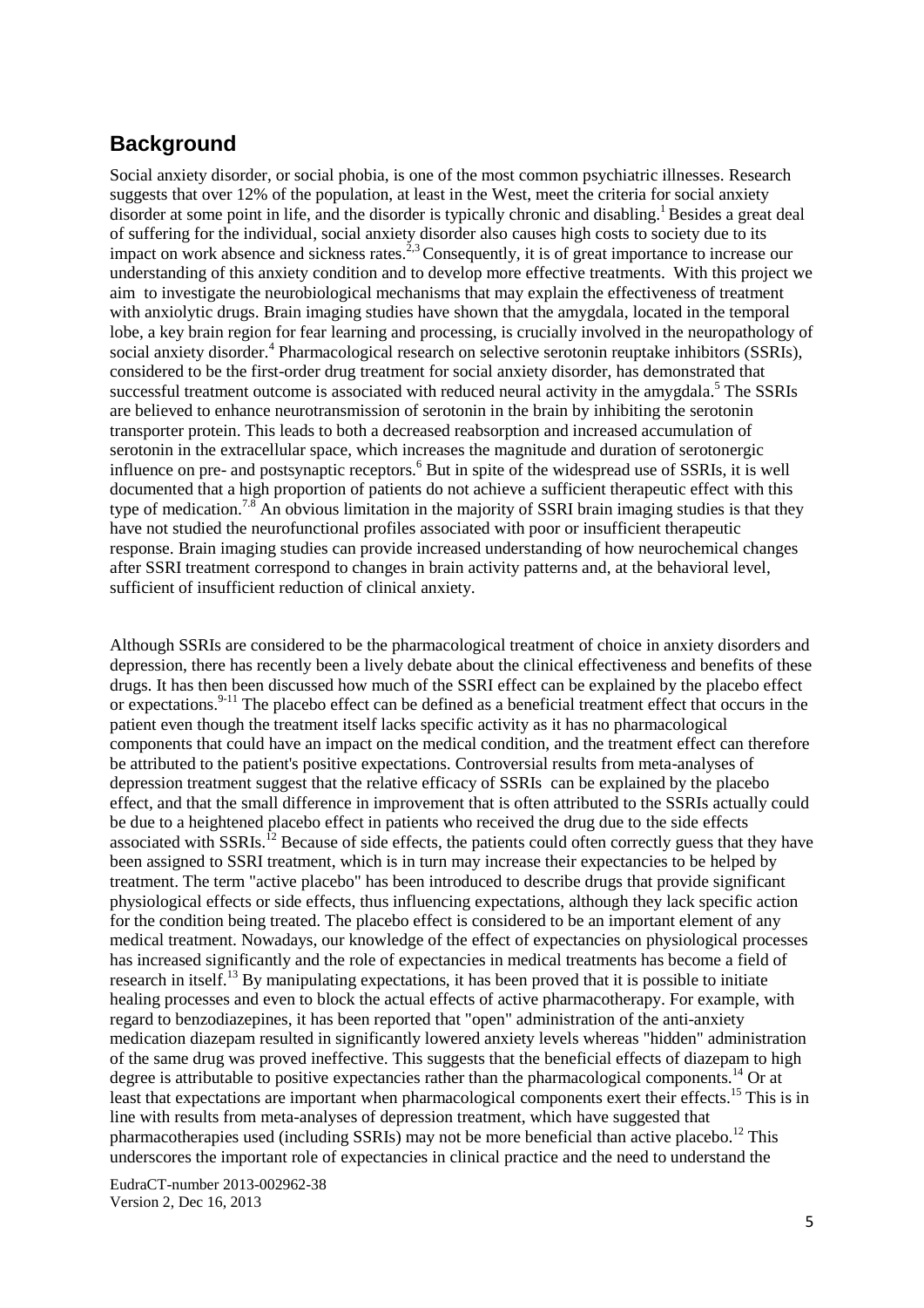## Background

Social anxiety disorder, or social phobia, is one of the most common psychiatric illnesses. Research suggests that over 12% of the population, at least in the West, meet the criteria for social anxiety disorder at some point in life, and the disorder is typically chronic and disabling.[1] Besides a great deal of suffering for the individual, social anxiety disorder also causes high costs to society due to its impact on work absence and sickness rates.[2,3] Consequently, it is of great importance to increase our understanding of this anxiety condition and to develop more effective treatments. With this project we aim to investigate the neurobiological mechanisms that may explain the effectiveness of treatment with anxiolytic drugs. Brain imaging studies have shown that the amygdala, located in the temporal lobe, a key brain region for fear learning and processing, is crucially involved in the neuropathology of social anxiety disorder.[4] Pharmacological research on selective serotonin reuptake inhibitors (SSRIs), considered to be the first-order drug treatment for social anxiety disorder, has demonstrated that successful treatment outcome is associated with reduced neural activity in the amygdala.[5] The SSRIs are believed to enhance neurotransmission of serotonin in the brain by inhibiting the serotonin transporter protein. This leads to both a decreased reabsorption and increased accumulation of serotonin in the extracellular space, which increases the magnitude and duration of serotonergic influence on pre- and postsynaptic receptors.[6] But in spite of the widespread use of SSRIs, it is well documented that a high proportion of patients do not achieve a sufficient therapeutic effect with this type of medication.[7,8] An obvious limitation in the majority of SSRI brain imaging studies is that they have not studied the neurofunctional profiles associated with poor or insufficient therapeutic response. Brain imaging studies can provide increased understanding of how neurochemical changes after SSRI treatment correspond to changes in brain activity patterns and, at the behavioral level, sufficient of insufficient reduction of clinical anxiety.

Although SSRIs are considered to be the pharmacological treatment of choice in anxiety disorders and depression, there has recently been a lively debate about the clinical effectiveness and benefits of these drugs. It has then been discussed how much of the SSRI effect can be explained by the placebo effect or expectations.[9-11] The placebo effect can be defined as a beneficial treatment effect that occurs in the patient even though the treatment itself lacks specific activity as it has no pharmacological components that could have an impact on the medical condition, and the treatment effect can therefore be attributed to the patient's positive expectations. Controversial results from meta-analyses of depression treatment suggest that the relative efficacy of SSRIs can be explained by the placebo effect, and that the small difference in improvement that is often attributed to the SSRIs actually could be due to a heightened placebo effect in patients who received the drug due to the side effects associated with SSRIs.[12] Because of side effects, the patients could often correctly guess that they have been assigned to SSRI treatment, which is in turn may increase their expectancies to be helped by treatment. The term "active placebo" has been introduced to describe drugs that provide significant physiological effects or side effects, thus influencing expectations, although they lack specific action for the condition being treated. The placebo effect is considered to be an important element of any medical treatment. Nowadays, our knowledge of the effect of expectancies on physiological processes has increased significantly and the role of expectancies in medical treatments has become a field of research in itself.[13] By manipulating expectations, it has been proved that it is possible to initiate healing processes and even to block the actual effects of active pharmacotherapy. For example, with regard to benzodiazepines, it has been reported that "open" administration of the anti-anxiety medication diazepam resulted in significantly lowered anxiety levels whereas "hidden" administration of the same drug was proved ineffective. This suggests that the beneficial effects of diazepam to high degree is attributable to positive expectancies rather than the pharmacological components.[14] Or at least that expectations are important when pharmacological components exert their effects.[15] This is in line with results from meta-analyses of depression treatment, which have suggested that pharmacotherapies used (including SSRIs) may not be more beneficial than active placebo.[12] This underscores the important role of expectancies in clinical practice and the need to understand the

EudraCT-number 2013-002962-38
Version 2, Dec 16, 2013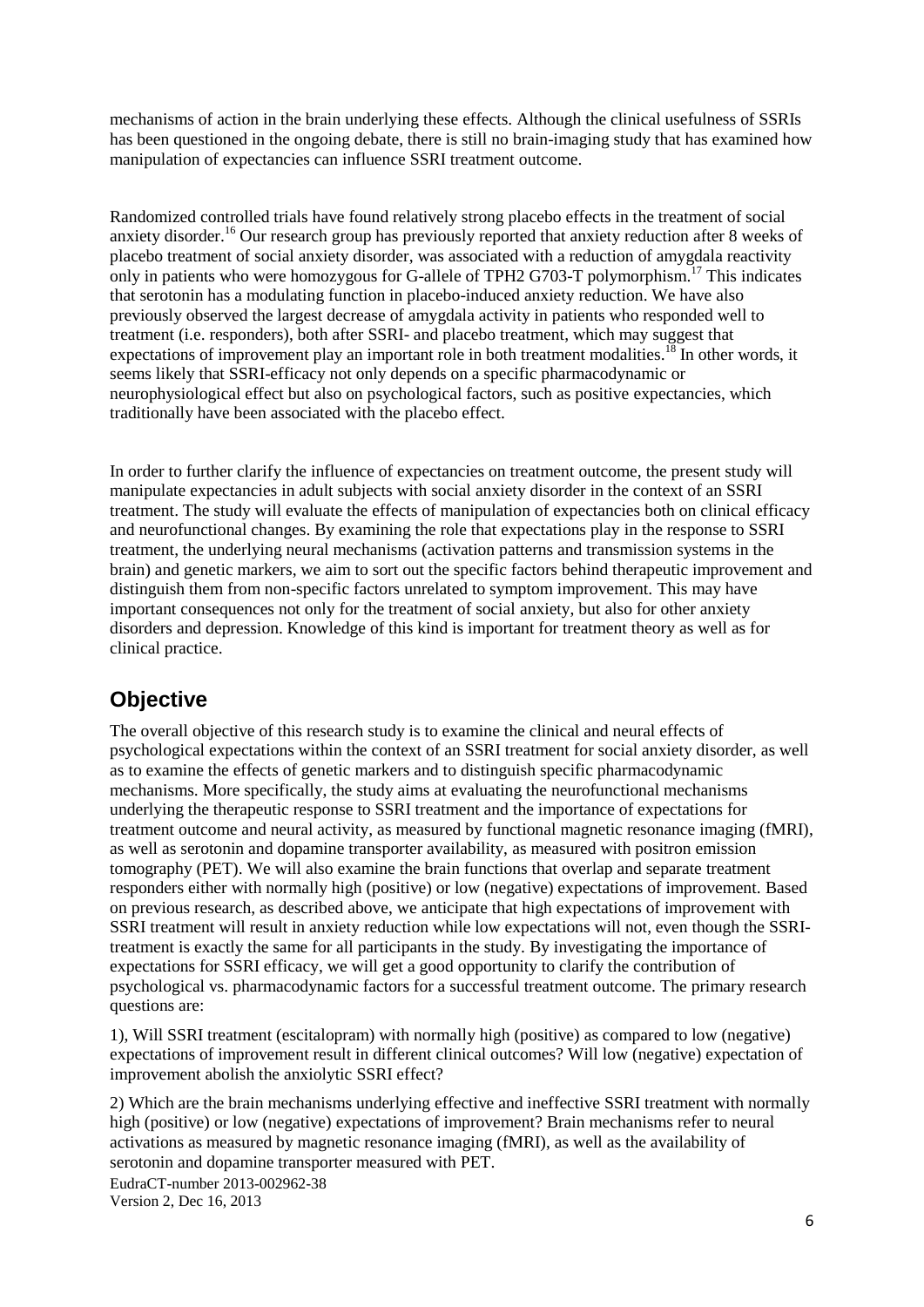mechanisms of action in the brain underlying these effects. Although the clinical usefulness of SSRIs has been questioned in the ongoing debate, there is still no brain-imaging study that has examined how manipulation of expectancies can influence SSRI treatment outcome.

Randomized controlled trials have found relatively strong placebo effects in the treatment of social anxiety disorder.[16] Our research group has previously reported that anxiety reduction after 8 weeks of placebo treatment of social anxiety disorder, was associated with a reduction of amygdala reactivity only in patients who were homozygous for G-allele of TPH2 G703-T polymorphism.[17] This indicates that serotonin has a modulating function in placebo-induced anxiety reduction. We have also previously observed the largest decrease of amygdala activity in patients who responded well to treatment (i.e. responders), both after SSRI- and placebo treatment, which may suggest that expectations of improvement play an important role in both treatment modalities.[18] In other words, it seems likely that SSRI-efficacy not only depends on a specific pharmacodynamic or neurophysiological effect but also on psychological factors, such as positive expectancies, which traditionally have been associated with the placebo effect.

In order to further clarify the influence of expectancies on treatment outcome, the present study will manipulate expectancies in adult subjects with social anxiety disorder in the context of an SSRI treatment. The study will evaluate the effects of manipulation of expectancies both on clinical efficacy and neurofunctional changes. By examining the role that expectations play in the response to SSRI treatment, the underlying neural mechanisms (activation patterns and transmission systems in the brain) and genetic markers, we aim to sort out the specific factors behind therapeutic improvement and distinguish them from non-specific factors unrelated to symptom improvement. This may have important consequences not only for the treatment of social anxiety, but also for other anxiety disorders and depression. Knowledge of this kind is important for treatment theory as well as for clinical practice.

## Objective

The overall objective of this research study is to examine the clinical and neural effects of psychological expectations within the context of an SSRI treatment for social anxiety disorder, as well as to examine the effects of genetic markers and to distinguish specific pharmacodynamic mechanisms. More specifically, the study aims at evaluating the neurofunctional mechanisms underlying the therapeutic response to SSRI treatment and the importance of expectations for treatment outcome and neural activity, as measured by functional magnetic resonance imaging (fMRI), as well as serotonin and dopamine transporter availability, as measured with positron emission tomography (PET). We will also examine the brain functions that overlap and separate treatment responders either with normally high (positive) or low (negative) expectations of improvement. Based on previous research, as described above, we anticipate that high expectations of improvement with SSRI treatment will result in anxiety reduction while low expectations will not, even though the SSRI-treatment is exactly the same for all participants in the study. By investigating the importance of expectations for SSRI efficacy, we will get a good opportunity to clarify the contribution of psychological vs. pharmacodynamic factors for a successful treatment outcome. The primary research questions are:

1), Will SSRI treatment (escitalopram) with normally high (positive) as compared to low (negative) expectations of improvement result in different clinical outcomes? Will low (negative) expectation of improvement abolish the anxiolytic SSRI effect?

2) Which are the brain mechanisms underlying effective and ineffective SSRI treatment with normally high (positive) or low (negative) expectations of improvement? Brain mechanisms refer to neural activations as measured by magnetic resonance imaging (fMRI), as well as the availability of serotonin and dopamine transporter measured with PET.

EudraCT-number 2013-002962-38
Version 2, Dec 16, 2013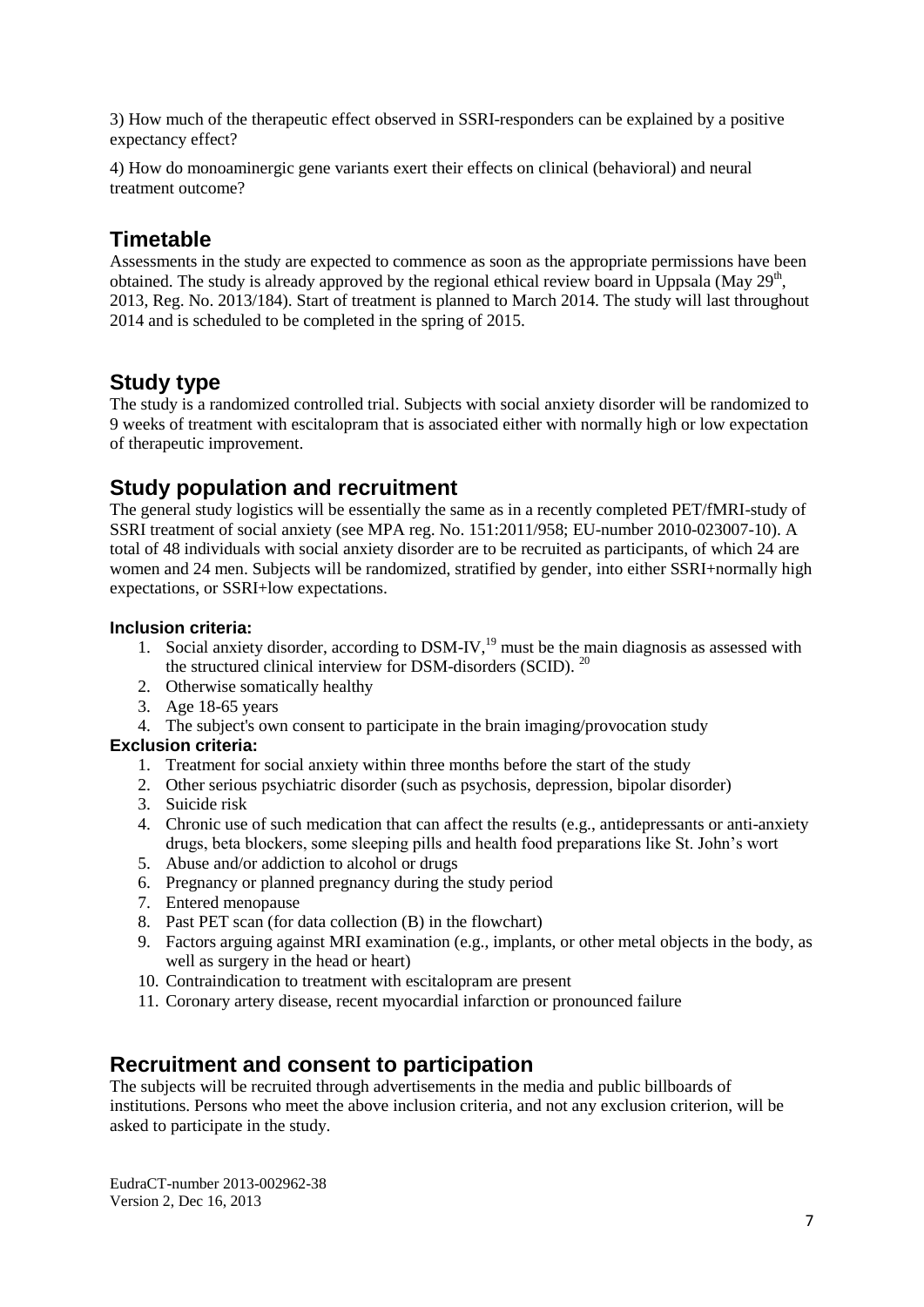3) How much of the therapeutic effect observed in SSRI-responders can be explained by a positive expectancy effect?

4) How do monoaminergic gene variants exert their effects on clinical (behavioral) and neural treatment outcome?

## Timetable

Assessments in the study are expected to commence as soon as the appropriate permissions have been obtained. The study is already approved by the regional ethical review board in Uppsala (May 29th, 2013, Reg. No. 2013/184). Start of treatment is planned to March 2014. The study will last throughout 2014 and is scheduled to be completed in the spring of 2015.

## Study type

The study is a randomized controlled trial. Subjects with social anxiety disorder will be randomized to 9 weeks of treatment with escitalopram that is associated either with normally high or low expectation of therapeutic improvement.

## Study population and recruitment

The general study logistics will be essentially the same as in a recently completed PET/fMRI-study of SSRI treatment of social anxiety (see MPA reg. No. 151:2011/958; EU-number 2010-023007-10). A total of 48 individuals with social anxiety disorder are to be recruited as participants, of which 24 are women and 24 men. Subjects will be randomized, stratified by gender, into either SSRI+normally high expectations, or SSRI+low expectations.

**Inclusion criteria:**

1. Social anxiety disorder, according to DSM-IV,[19] must be the main diagnosis as assessed with the structured clinical interview for DSM-disorders (SCID). [20]
2. Otherwise somatically healthy
3. Age 18-65 years
4. The subject's own consent to participate in the brain imaging/provocation study

**Exclusion criteria:**

1. Treatment for social anxiety within three months before the start of the study
2. Other serious psychiatric disorder (such as psychosis, depression, bipolar disorder)
3. Suicide risk
4. Chronic use of such medication that can affect the results (e.g., antidepressants or anti-anxiety drugs, beta blockers, some sleeping pills and health food preparations like St. John's wort
5. Abuse and/or addiction to alcohol or drugs
6. Pregnancy or planned pregnancy during the study period
7. Entered menopause
8. Past PET scan (for data collection (B) in the flowchart)
9. Factors arguing against MRI examination (e.g., implants, or other metal objects in the body, as well as surgery in the head or heart)
10. Contraindication to treatment with escitalopram are present
11. Coronary artery disease, recent myocardial infarction or pronounced failure

## Recruitment and consent to participation

The subjects will be recruited through advertisements in the media and public billboards of institutions. Persons who meet the above inclusion criteria, and not any exclusion criterion, will be asked to participate in the study.

EudraCT-number 2013-002962-38
Version 2, Dec 16, 2013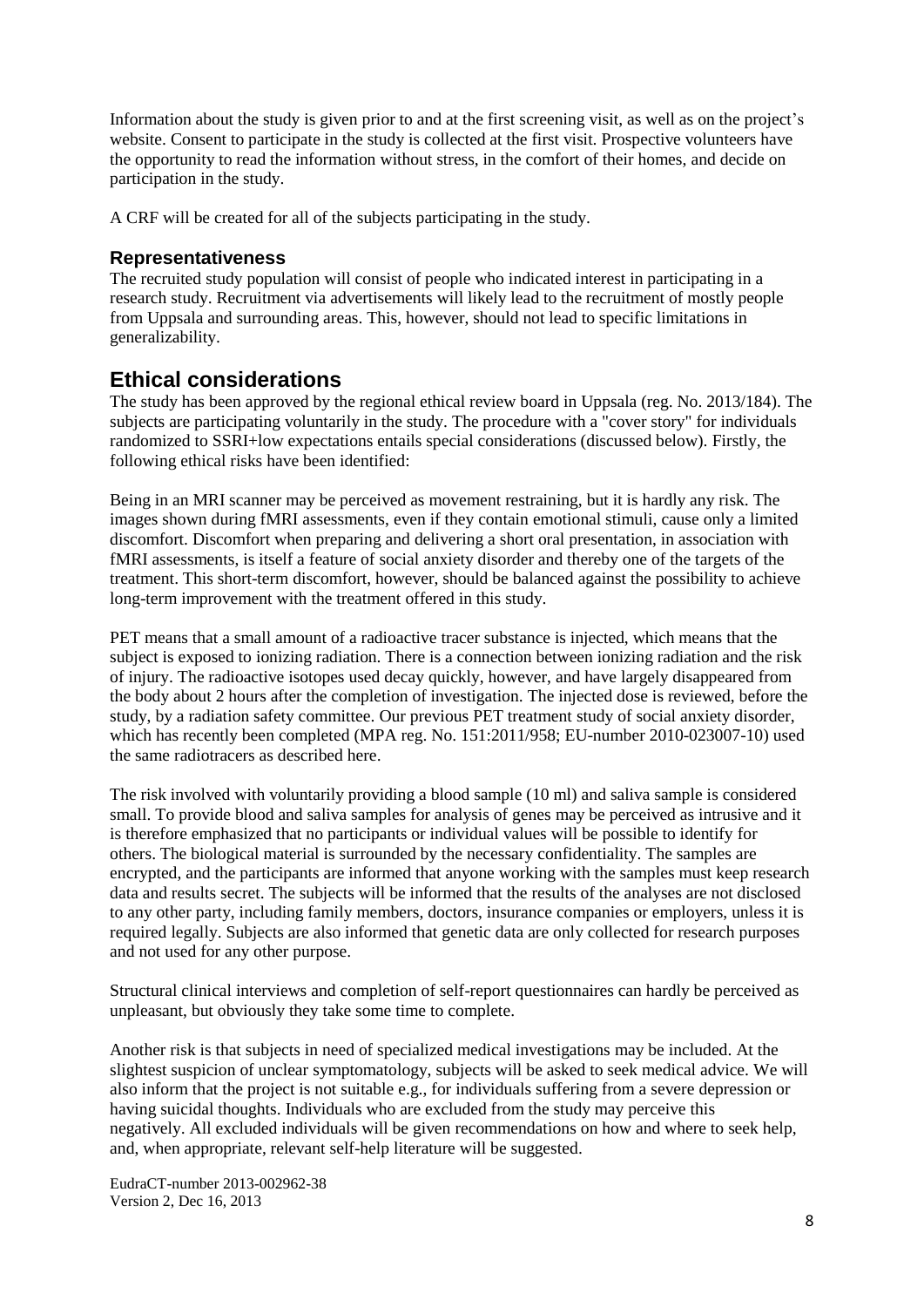Information about the study is given prior to and at the first screening visit, as well as on the project's website. Consent to participate in the study is collected at the first visit. Prospective volunteers have the opportunity to read the information without stress, in the comfort of their homes, and decide on participation in the study.

A CRF will be created for all of the subjects participating in the study.

### Representativeness

The recruited study population will consist of people who indicated interest in participating in a research study. Recruitment via advertisements will likely lead to the recruitment of mostly people from Uppsala and surrounding areas. This, however, should not lead to specific limitations in generalizability.

## Ethical considerations

The study has been approved by the regional ethical review board in Uppsala (reg. No. 2013/184). The subjects are participating voluntarily in the study. The procedure with a "cover story" for individuals randomized to SSRI+low expectations entails special considerations (discussed below). Firstly, the following ethical risks have been identified:

Being in an MRI scanner may be perceived as movement restraining, but it is hardly any risk. The images shown during fMRI assessments, even if they contain emotional stimuli, cause only a limited discomfort. Discomfort when preparing and delivering a short oral presentation, in association with fMRI assessments, is itself a feature of social anxiety disorder and thereby one of the targets of the treatment. This short-term discomfort, however, should be balanced against the possibility to achieve long-term improvement with the treatment offered in this study.

PET means that a small amount of a radioactive tracer substance is injected, which means that the subject is exposed to ionizing radiation. There is a connection between ionizing radiation and the risk of injury. The radioactive isotopes used decay quickly, however, and have largely disappeared from the body about 2 hours after the completion of investigation. The injected dose is reviewed, before the study, by a radiation safety committee. Our previous PET treatment study of social anxiety disorder, which has recently been completed (MPA reg. No. 151:2011/958; EU-number 2010-023007-10) used the same radiotracers as described here.

The risk involved with voluntarily providing a blood sample (10 ml) and saliva sample is considered small. To provide blood and saliva samples for analysis of genes may be perceived as intrusive and it is therefore emphasized that no participants or individual values will be possible to identify for others. The biological material is surrounded by the necessary confidentiality. The samples are encrypted, and the participants are informed that anyone working with the samples must keep research data and results secret. The subjects will be informed that the results of the analyses are not disclosed to any other party, including family members, doctors, insurance companies or employers, unless it is required legally. Subjects are also informed that genetic data are only collected for research purposes and not used for any other purpose.

Structural clinical interviews and completion of self-report questionnaires can hardly be perceived as unpleasant, but obviously they take some time to complete.

Another risk is that subjects in need of specialized medical investigations may be included. At the slightest suspicion of unclear symptomatology, subjects will be asked to seek medical advice. We will also inform that the project is not suitable e.g., for individuals suffering from a severe depression or having suicidal thoughts. Individuals who are excluded from the study may perceive this negatively. All excluded individuals will be given recommendations on how and where to seek help, and, when appropriate, relevant self-help literature will be suggested.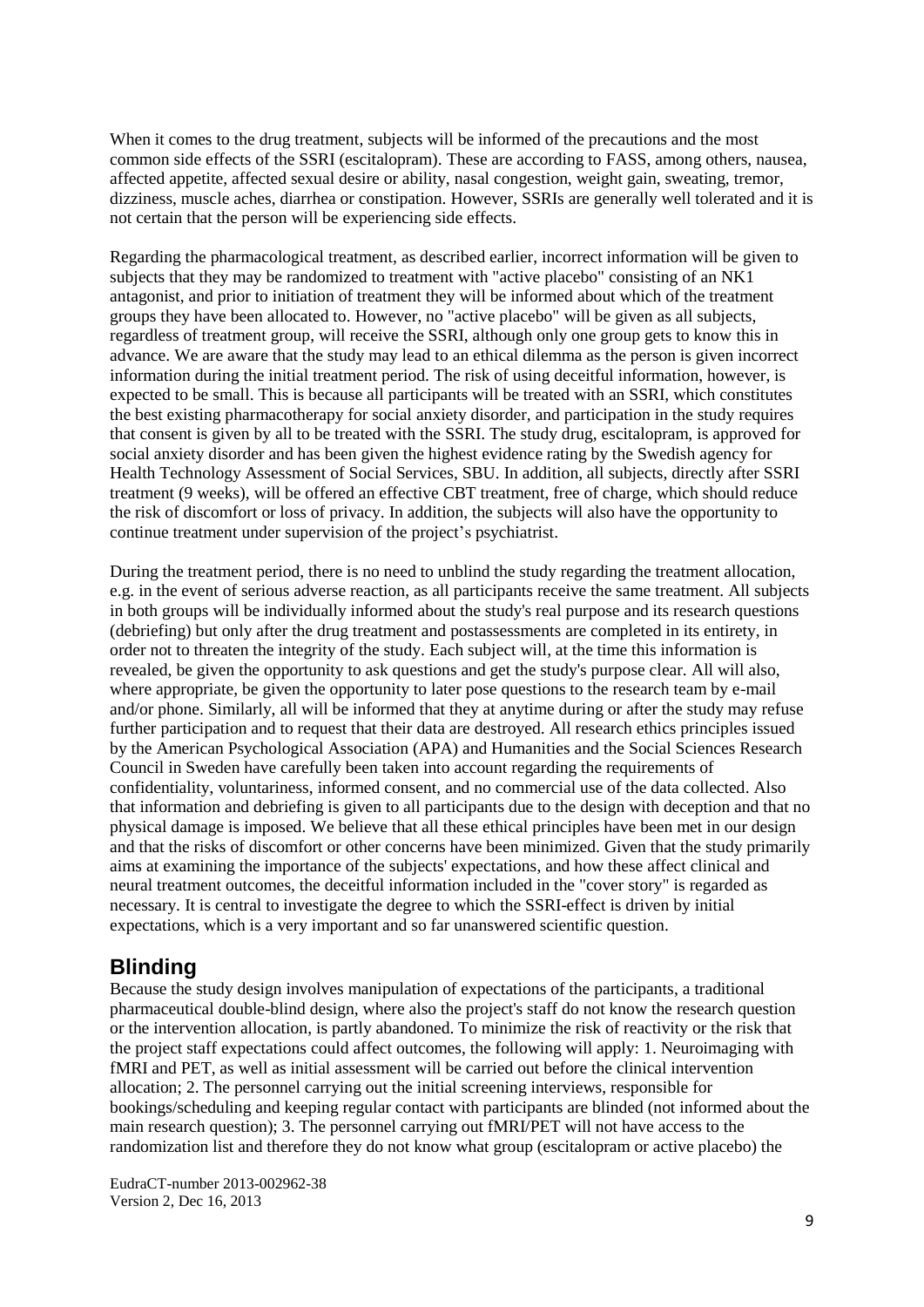When it comes to the drug treatment, subjects will be informed of the precautions and the most common side effects of the SSRI (escitalopram). These are according to FASS, among others, nausea, affected appetite, affected sexual desire or ability, nasal congestion, weight gain, sweating, tremor, dizziness, muscle aches, diarrhea or constipation. However, SSRIs are generally well tolerated and it is not certain that the person will be experiencing side effects.

Regarding the pharmacological treatment, as described earlier, incorrect information will be given to subjects that they may be randomized to treatment with "active placebo" consisting of an NK1 antagonist, and prior to initiation of treatment they will be informed about which of the treatment groups they have been allocated to. However, no "active placebo" will be given as all subjects, regardless of treatment group, will receive the SSRI, although only one group gets to know this in advance. We are aware that the study may lead to an ethical dilemma as the person is given incorrect information during the initial treatment period. The risk of using deceitful information, however, is expected to be small. This is because all participants will be treated with an SSRI, which constitutes the best existing pharmacotherapy for social anxiety disorder, and participation in the study requires that consent is given by all to be treated with the SSRI. The study drug, escitalopram, is approved for social anxiety disorder and has been given the highest evidence rating by the Swedish agency for Health Technology Assessment of Social Services, SBU. In addition, all subjects, directly after SSRI treatment (9 weeks), will be offered an effective CBT treatment, free of charge, which should reduce the risk of discomfort or loss of privacy. In addition, the subjects will also have the opportunity to continue treatment under supervision of the project's psychiatrist.

During the treatment period, there is no need to unblind the study regarding the treatment allocation, e.g. in the event of serious adverse reaction, as all participants receive the same treatment. All subjects in both groups will be individually informed about the study's real purpose and its research questions (debriefing) but only after the drug treatment and postassessments are completed in its entirety, in order not to threaten the integrity of the study. Each subject will, at the time this information is revealed, be given the opportunity to ask questions and get the study's purpose clear. All will also, where appropriate, be given the opportunity to later pose questions to the research team by e-mail and/or phone. Similarly, all will be informed that they at anytime during or after the study may refuse further participation and to request that their data are destroyed. All research ethics principles issued by the American Psychological Association (APA) and Humanities and the Social Sciences Research Council in Sweden have carefully been taken into account regarding the requirements of confidentiality, voluntariness, informed consent, and no commercial use of the data collected. Also that information and debriefing is given to all participants due to the design with deception and that no physical damage is imposed. We believe that all these ethical principles have been met in our design and that the risks of discomfort or other concerns have been minimized. Given that the study primarily aims at examining the importance of the subjects' expectations, and how these affect clinical and neural treatment outcomes, the deceitful information included in the "cover story" is regarded as necessary. It is central to investigate the degree to which the SSRI-effect is driven by initial expectations, which is a very important and so far unanswered scientific question.

## Blinding

Because the study design involves manipulation of expectations of the participants, a traditional pharmaceutical double-blind design, where also the project's staff do not know the research question or the intervention allocation, is partly abandoned. To minimize the risk of reactivity or the risk that the project staff expectations could affect outcomes, the following will apply: 1. Neuroimaging with fMRI and PET, as well as initial assessment will be carried out before the clinical intervention allocation; 2. The personnel carrying out the initial screening interviews, responsible for bookings/scheduling and keeping regular contact with participants are blinded (not informed about the main research question); 3. The personnel carrying out fMRI/PET will not have access to the randomization list and therefore they do not know what group (escitalopram or active placebo) the

EudraCT-number 2013-002962-38
Version 2, Dec 16, 2013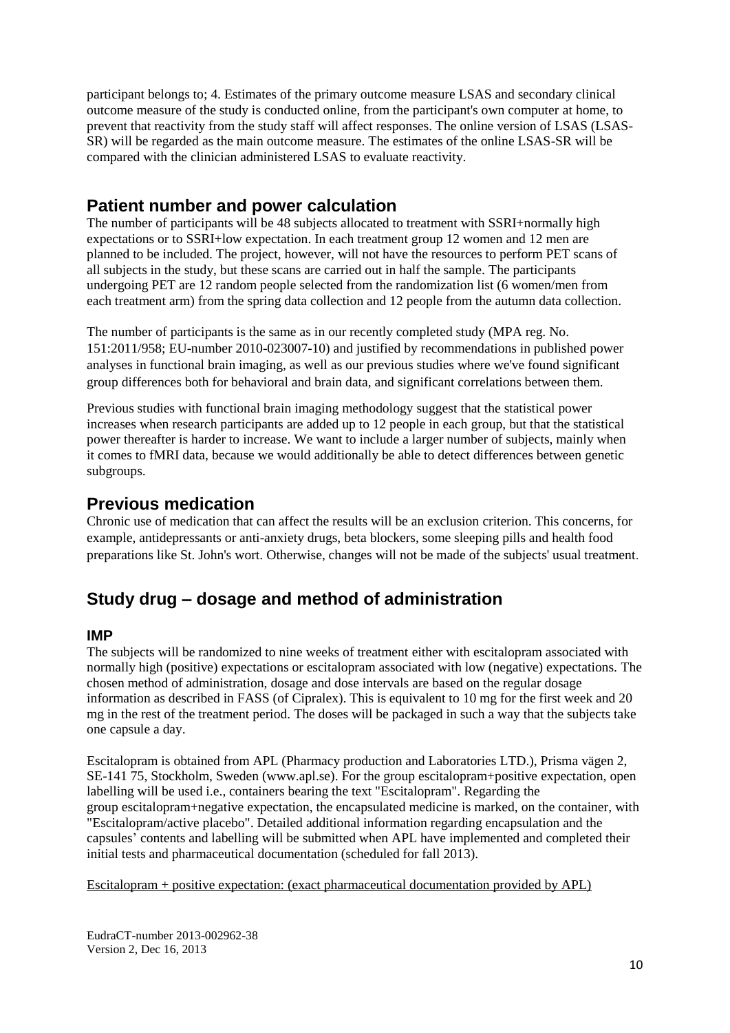participant belongs to; 4. Estimates of the primary outcome measure LSAS and secondary clinical outcome measure of the study is conducted online, from the participant's own computer at home, to prevent that reactivity from the study staff will affect responses. The online version of LSAS (LSAS-SR) will be regarded as the main outcome measure. The estimates of the online LSAS-SR will be compared with the clinician administered LSAS to evaluate reactivity.

## Patient number and power calculation

The number of participants will be 48 subjects allocated to treatment with SSRI+normally high expectations or to SSRI+low expectation. In each treatment group 12 women and 12 men are planned to be included. The project, however, will not have the resources to perform PET scans of all subjects in the study, but these scans are carried out in half the sample. The participants undergoing PET are 12 random people selected from the randomization list (6 women/men from each treatment arm) from the spring data collection and 12 people from the autumn data collection.

The number of participants is the same as in our recently completed study (MPA reg. No. 151:2011/958; EU-number 2010-023007-10) and justified by recommendations in published power analyses in functional brain imaging, as well as our previous studies where we've found significant group differences both for behavioral and brain data, and significant correlations between them.

Previous studies with functional brain imaging methodology suggest that the statistical power increases when research participants are added up to 12 people in each group, but that the statistical power thereafter is harder to increase. We want to include a larger number of subjects, mainly when it comes to fMRI data, because we would additionally be able to detect differences between genetic subgroups.

## Previous medication

Chronic use of medication that can affect the results will be an exclusion criterion. This concerns, for example, antidepressants or anti-anxiety drugs, beta blockers, some sleeping pills and health food preparations like St. John's wort. Otherwise, changes will not be made of the subjects' usual treatment.

## Study drug – dosage and method of administration

### IMP

The subjects will be randomized to nine weeks of treatment either with escitalopram associated with normally high (positive) expectations or escitalopram associated with low (negative) expectations. The chosen method of administration, dosage and dose intervals are based on the regular dosage information as described in FASS (of Cipralex). This is equivalent to 10 mg for the first week and 20 mg in the rest of the treatment period. The doses will be packaged in such a way that the subjects take one capsule a day.

Escitalopram is obtained from APL (Pharmacy production and Laboratories LTD.), Prisma vägen 2, SE-141 75, Stockholm, Sweden (www.apl.se). For the group escitalopram+positive expectation, open labelling will be used i.e., containers bearing the text "Escitalopram". Regarding the group escitalopram+negative expectation, the encapsulated medicine is marked, on the container, with "Escitalopram/active placebo". Detailed additional information regarding encapsulation and the capsules' contents and labelling will be submitted when APL have implemented and completed their initial tests and pharmaceutical documentation (scheduled for fall 2013).

<u>Escitalopram + positive expectation: (exact pharmaceutical documentation provided by APL)</u>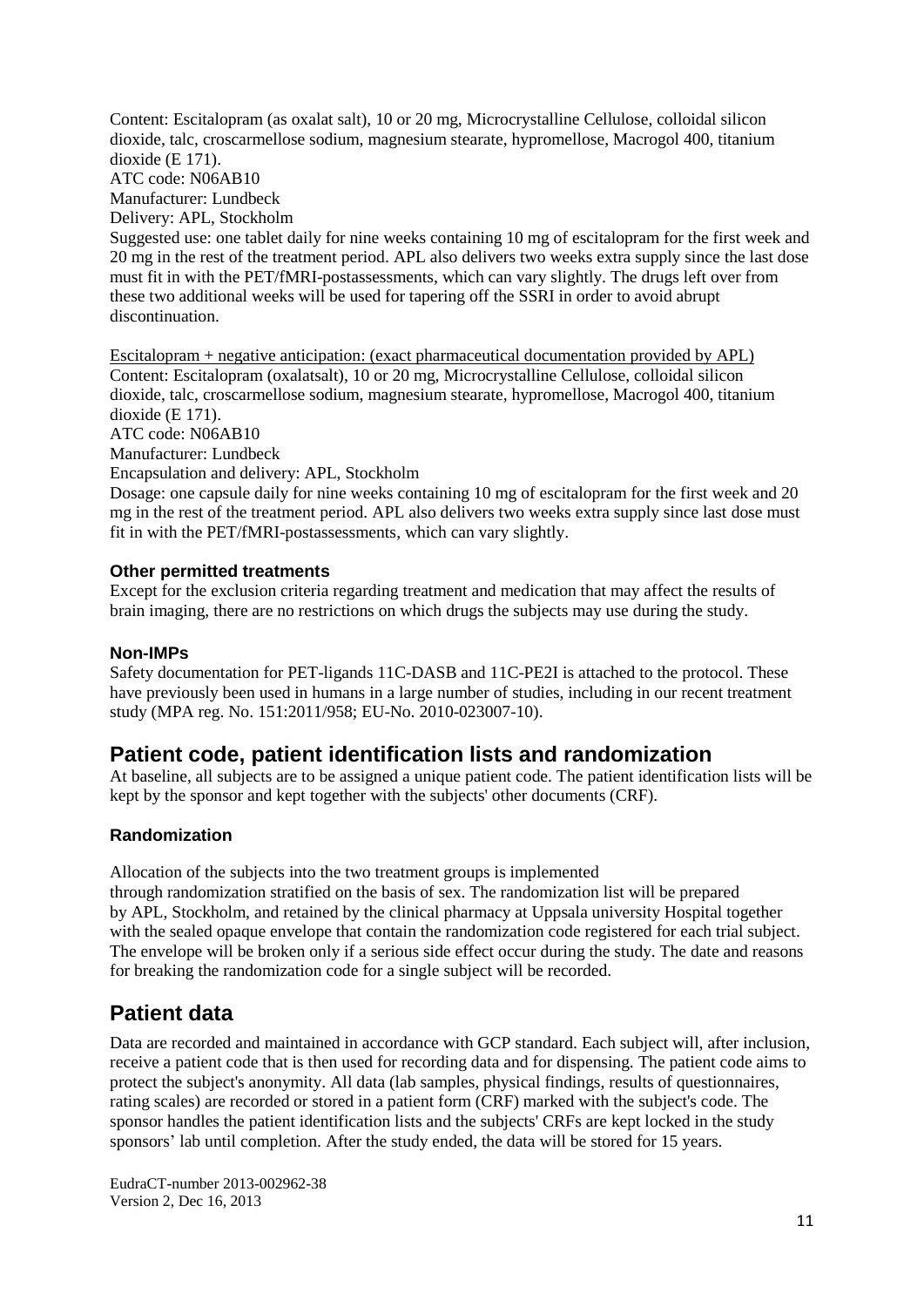Content: Escitalopram (as oxalat salt), 10 or 20 mg, Microcrystalline Cellulose, colloidal silicon dioxide, talc, croscarmellose sodium, magnesium stearate, hypromellose, Macrogol 400, titanium dioxide (E 171).
ATC code: N06AB10
Manufacturer: Lundbeck
Delivery: APL, Stockholm
Suggested use: one tablet daily for nine weeks containing 10 mg of escitalopram for the first week and 20 mg in the rest of the treatment period. APL also delivers two weeks extra supply since the last dose must fit in with the PET/fMRI-postassessments, which can vary slightly. The drugs left over from these two additional weeks will be used for tapering off the SSRI in order to avoid abrupt discontinuation.

<u>Escitalopram + negative anticipation: (exact pharmaceutical documentation provided by APL)</u>
Content: Escitalopram (oxalatsalt), 10 or 20 mg, Microcrystalline Cellulose, colloidal silicon dioxide, talc, croscarmellose sodium, magnesium stearate, hypromellose, Macrogol 400, titanium dioxide (E 171).
ATC code: N06AB10
Manufacturer: Lundbeck
Encapsulation and delivery: APL, Stockholm
Dosage: one capsule daily for nine weeks containing 10 mg of escitalopram for the first week and 20 mg in the rest of the treatment period. APL also delivers two weeks extra supply since last dose must fit in with the PET/fMRI-postassessments, which can vary slightly.

### Other permitted treatments

Except for the exclusion criteria regarding treatment and medication that may affect the results of brain imaging, there are no restrictions on which drugs the subjects may use during the study.

### Non-IMPs

Safety documentation for PET-ligands 11C-DASB and 11C-PE2I is attached to the protocol. These have previously been used in humans in a large number of studies, including in our recent treatment study (MPA reg. No. 151:2011/958; EU-No. 2010-023007-10).

## Patient code, patient identification lists and randomization

At baseline, all subjects are to be assigned a unique patient code. The patient identification lists will be kept by the sponsor and kept together with the subjects' other documents (CRF).

### Randomization

Allocation of the subjects into the two treatment groups is implemented through randomization stratified on the basis of sex. The randomization list will be prepared by APL, Stockholm, and retained by the clinical pharmacy at Uppsala university Hospital together with the sealed opaque envelope that contain the randomization code registered for each trial subject. The envelope will be broken only if a serious side effect occur during the study. The date and reasons for breaking the randomization code for a single subject will be recorded.

## Patient data

Data are recorded and maintained in accordance with GCP standard. Each subject will, after inclusion, receive a patient code that is then used for recording data and for dispensing. The patient code aims to protect the subject's anonymity. All data (lab samples, physical findings, results of questionnaires, rating scales) are recorded or stored in a patient form (CRF) marked with the subject's code. The sponsor handles the patient identification lists and the subjects' CRFs are kept locked in the study sponsors' lab until completion. After the study ended, the data will be stored for 15 years.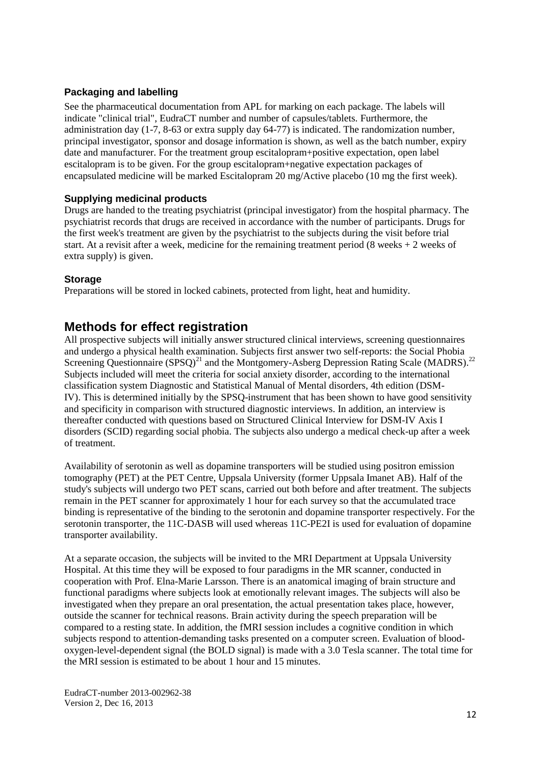### Packaging and labelling

See the pharmaceutical documentation from APL for marking on each package. The labels will indicate "clinical trial", EudraCT number and number of capsules/tablets. Furthermore, the administration day (1-7, 8-63 or extra supply day 64-77) is indicated. The randomization number, principal investigator, sponsor and dosage information is shown, as well as the batch number, expiry date and manufacturer. For the treatment group escitalopram+positive expectation, open label escitalopram is to be given. For the group escitalopram+negative expectation packages of encapsulated medicine will be marked Escitalopram 20 mg/Active placebo (10 mg the first week).

### Supplying medicinal products

Drugs are handed to the treating psychiatrist (principal investigator) from the hospital pharmacy. The psychiatrist records that drugs are received in accordance with the number of participants. Drugs for the first week's treatment are given by the psychiatrist to the subjects during the visit before trial start. At a revisit after a week, medicine for the remaining treatment period (8 weeks + 2 weeks of extra supply) is given.

### Storage

Preparations will be stored in locked cabinets, protected from light, heat and humidity.

## Methods for effect registration

All prospective subjects will initially answer structured clinical interviews, screening questionnaires and undergo a physical health examination. Subjects first answer two self-reports: the Social Phobia Screening Questionnaire (SPSQ)[21] and the Montgomery-Asberg Depression Rating Scale (MADRS).[22] Subjects included will meet the criteria for social anxiety disorder, according to the international classification system Diagnostic and Statistical Manual of Mental disorders, 4th edition (DSM-IV). This is determined initially by the SPSQ-instrument that has been shown to have good sensitivity and specificity in comparison with structured diagnostic interviews. In addition, an interview is thereafter conducted with questions based on Structured Clinical Interview for DSM-IV Axis I disorders (SCID) regarding social phobia. The subjects also undergo a medical check-up after a week of treatment.

Availability of serotonin as well as dopamine transporters will be studied using positron emission tomography (PET) at the PET Centre, Uppsala University (former Uppsala Imanet AB). Half of the study's subjects will undergo two PET scans, carried out both before and after treatment. The subjects remain in the PET scanner for approximately 1 hour for each survey so that the accumulated trace binding is representative of the binding to the serotonin and dopamine transporter respectively. For the serotonin transporter, the 11C-DASB will used whereas 11C-PE2I is used for evaluation of dopamine transporter availability.

At a separate occasion, the subjects will be invited to the MRI Department at Uppsala University Hospital. At this time they will be exposed to four paradigms in the MR scanner, conducted in cooperation with Prof. Elna-Marie Larsson. There is an anatomical imaging of brain structure and functional paradigms where subjects look at emotionally relevant images. The subjects will also be investigated when they prepare an oral presentation, the actual presentation takes place, however, outside the scanner for technical reasons. Brain activity during the speech preparation will be compared to a resting state. In addition, the fMRI session includes a cognitive condition in which subjects respond to attention-demanding tasks presented on a computer screen. Evaluation of blood-oxygen-level-dependent signal (the BOLD signal) is made with a 3.0 Tesla scanner. The total time for the MRI session is estimated to be about 1 hour and 15 minutes.

EudraCT-number 2013-002962-38
Version 2, Dec 16, 2013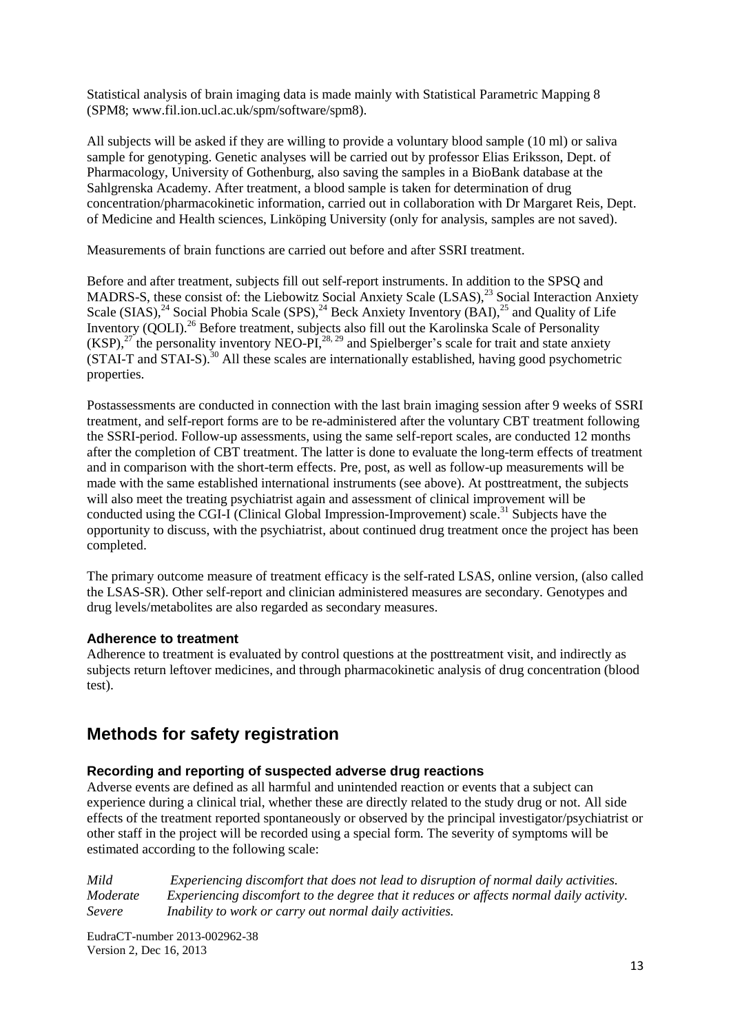Statistical analysis of brain imaging data is made mainly with Statistical Parametric Mapping 8 (SPM8; www.fil.ion.ucl.ac.uk/spm/software/spm8).

All subjects will be asked if they are willing to provide a voluntary blood sample (10 ml) or saliva sample for genotyping. Genetic analyses will be carried out by professor Elias Eriksson, Dept. of Pharmacology, University of Gothenburg, also saving the samples in a BioBank database at the Sahlgrenska Academy. After treatment, a blood sample is taken for determination of drug concentration/pharmacokinetic information, carried out in collaboration with Dr Margaret Reis, Dept. of Medicine and Health sciences, Linköping University (only for analysis, samples are not saved).

Measurements of brain functions are carried out before and after SSRI treatment.

Before and after treatment, subjects fill out self-report instruments. In addition to the SPSQ and MADRS-S, these consist of: the Liebowitz Social Anxiety Scale (LSAS),[23] Social Interaction Anxiety Scale (SIAS),[24] Social Phobia Scale (SPS),[24] Beck Anxiety Inventory (BAI),[25] and Quality of Life Inventory (QOLI).[26] Before treatment, subjects also fill out the Karolinska Scale of Personality (KSP),[27] the personality inventory NEO-PI,[28, 29] and Spielberger's scale for trait and state anxiety (STAI-T and STAI-S).[30] All these scales are internationally established, having good psychometric properties.

Postassessments are conducted in connection with the last brain imaging session after 9 weeks of SSRI treatment, and self-report forms are to be re-administered after the voluntary CBT treatment following the SSRI-period. Follow-up assessments, using the same self-report scales, are conducted 12 months after the completion of CBT treatment. The latter is done to evaluate the long-term effects of treatment and in comparison with the short-term effects. Pre, post, as well as follow-up measurements will be made with the same established international instruments (see above). At posttreatment, the subjects will also meet the treating psychiatrist again and assessment of clinical improvement will be conducted using the CGI-I (Clinical Global Impression-Improvement) scale.[31] Subjects have the opportunity to discuss, with the psychiatrist, about continued drug treatment once the project has been completed.

The primary outcome measure of treatment efficacy is the self-rated LSAS, online version, (also called the LSAS-SR). Other self-report and clinician administered measures are secondary. Genotypes and drug levels/metabolites are also regarded as secondary measures.

### Adherence to treatment

Adherence to treatment is evaluated by control questions at the posttreatment visit, and indirectly as subjects return leftover medicines, and through pharmacokinetic analysis of drug concentration (blood test).

## Methods for safety registration

### Recording and reporting of suspected adverse drug reactions

Adverse events are defined as all harmful and unintended reaction or events that a subject can experience during a clinical trial, whether these are directly related to the study drug or not. All side effects of the treatment reported spontaneously or observed by the principal investigator/psychiatrist or other staff in the project will be recorded using a special form. The severity of symptoms will be estimated according to the following scale:

*Mild* *Experiencing discomfort that does not lead to disruption of normal daily activities.*
*Moderate* *Experiencing discomfort to the degree that it reduces or affects normal daily activity.*
*Severe* *Inability to work or carry out normal daily activities.*

EudraCT-number 2013-002962-38
Version 2, Dec 16, 2013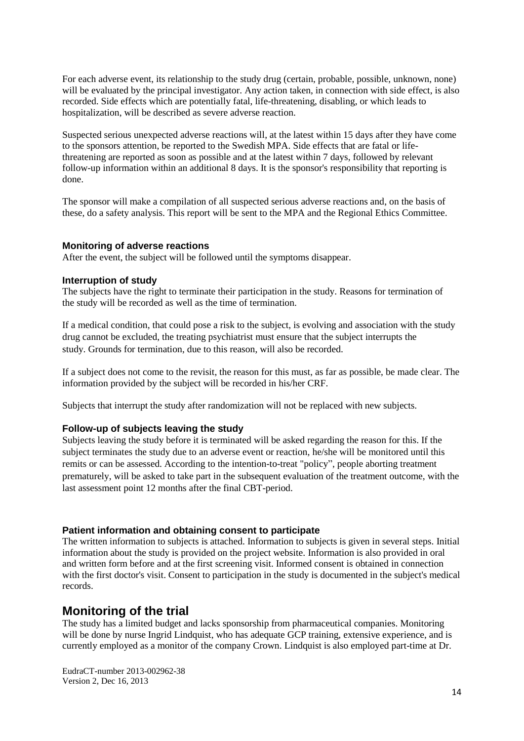For each adverse event, its relationship to the study drug (certain, probable, possible, unknown, none) will be evaluated by the principal investigator. Any action taken, in connection with side effect, is also recorded. Side effects which are potentially fatal, life-threatening, disabling, or which leads to hospitalization, will be described as severe adverse reaction.

Suspected serious unexpected adverse reactions will, at the latest within 15 days after they have come to the sponsors attention, be reported to the Swedish MPA. Side effects that are fatal or life-threatening are reported as soon as possible and at the latest within 7 days, followed by relevant follow-up information within an additional 8 days. It is the sponsor's responsibility that reporting is done.

The sponsor will make a compilation of all suspected serious adverse reactions and, on the basis of these, do a safety analysis. This report will be sent to the MPA and the Regional Ethics Committee.

### Monitoring of adverse reactions

After the event, the subject will be followed until the symptoms disappear.

### Interruption of study

The subjects have the right to terminate their participation in the study. Reasons for termination of the study will be recorded as well as the time of termination.

If a medical condition, that could pose a risk to the subject, is evolving and association with the study drug cannot be excluded, the treating psychiatrist must ensure that the subject interrupts the study. Grounds for termination, due to this reason, will also be recorded.

If a subject does not come to the revisit, the reason for this must, as far as possible, be made clear. The information provided by the subject will be recorded in his/her CRF.

Subjects that interrupt the study after randomization will not be replaced with new subjects.

### Follow-up of subjects leaving the study

Subjects leaving the study before it is terminated will be asked regarding the reason for this. If the subject terminates the study due to an adverse event or reaction, he/she will be monitored until this remits or can be assessed. According to the intention-to-treat "policy", people aborting treatment prematurely, will be asked to take part in the subsequent evaluation of the treatment outcome, with the last assessment point 12 months after the final CBT-period.

### Patient information and obtaining consent to participate

The written information to subjects is attached. Information to subjects is given in several steps. Initial information about the study is provided on the project website. Information is also provided in oral and written form before and at the first screening visit. Informed consent is obtained in connection with the first doctor's visit. Consent to participation in the study is documented in the subject's medical records.

## Monitoring of the trial

The study has a limited budget and lacks sponsorship from pharmaceutical companies. Monitoring will be done by nurse Ingrid Lindquist, who has adequate GCP training, extensive experience, and is currently employed as a monitor of the company Crown. Lindquist is also employed part-time at Dr.

EudraCT-number 2013-002962-38
Version 2, Dec 16, 2013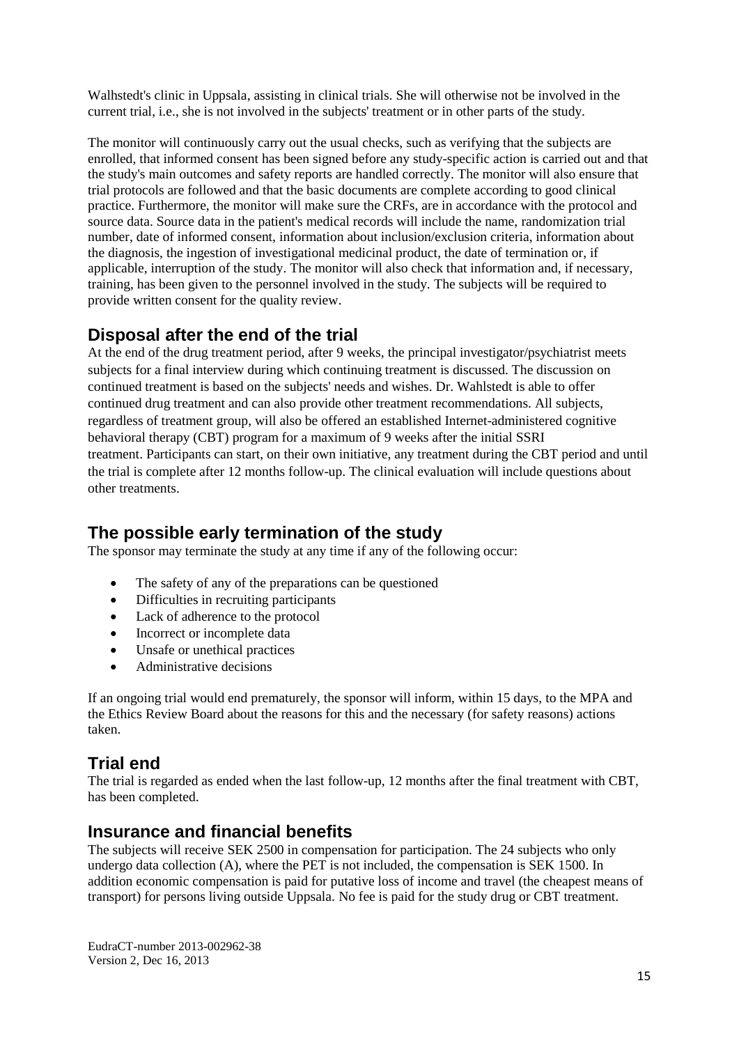Walhstedt's clinic in Uppsala, assisting in clinical trials. She will otherwise not be involved in the current trial, i.e., she is not involved in the subjects' treatment or in other parts of the study.

The monitor will continuously carry out the usual checks, such as verifying that the subjects are enrolled, that informed consent has been signed before any study-specific action is carried out and that the study's main outcomes and safety reports are handled correctly. The monitor will also ensure that trial protocols are followed and that the basic documents are complete according to good clinical practice. Furthermore, the monitor will make sure the CRFs, are in accordance with the protocol and source data. Source data in the patient's medical records will include the name, randomization trial number, date of informed consent, information about inclusion/exclusion criteria, information about the diagnosis, the ingestion of investigational medicinal product, the date of termination or, if applicable, interruption of the study. The monitor will also check that information and, if necessary, training, has been given to the personnel involved in the study. The subjects will be required to provide written consent for the quality review.

## Disposal after the end of the trial

At the end of the drug treatment period, after 9 weeks, the principal investigator/psychiatrist meets subjects for a final interview during which continuing treatment is discussed. The discussion on continued treatment is based on the subjects' needs and wishes. Dr. Wahlstedt is able to offer continued drug treatment and can also provide other treatment recommendations. All subjects, regardless of treatment group, will also be offered an established Internet-administered cognitive behavioral therapy (CBT) program for a maximum of 9 weeks after the initial SSRI treatment. Participants can start, on their own initiative, any treatment during the CBT period and until the trial is complete after 12 months follow-up. The clinical evaluation will include questions about other treatments.

## The possible early termination of the study

The sponsor may terminate the study at any time if any of the following occur:

- The safety of any of the preparations can be questioned
- Difficulties in recruiting participants
- Lack of adherence to the protocol
- Incorrect or incomplete data
- Unsafe or unethical practices
- Administrative decisions

If an ongoing trial would end prematurely, the sponsor will inform, within 15 days, to the MPA and the Ethics Review Board about the reasons for this and the necessary (for safety reasons) actions taken.

## Trial end

The trial is regarded as ended when the last follow-up, 12 months after the final treatment with CBT, has been completed.

## Insurance and financial benefits

The subjects will receive SEK 2500 in compensation for participation. The 24 subjects who only undergo data collection (A), where the PET is not included, the compensation is SEK 1500. In addition economic compensation is paid for putative loss of income and travel (the cheapest means of transport) for persons living outside Uppsala. No fee is paid for the study drug or CBT treatment.

EudraCT-number 2013-002962-38
Version 2, Dec 16, 2013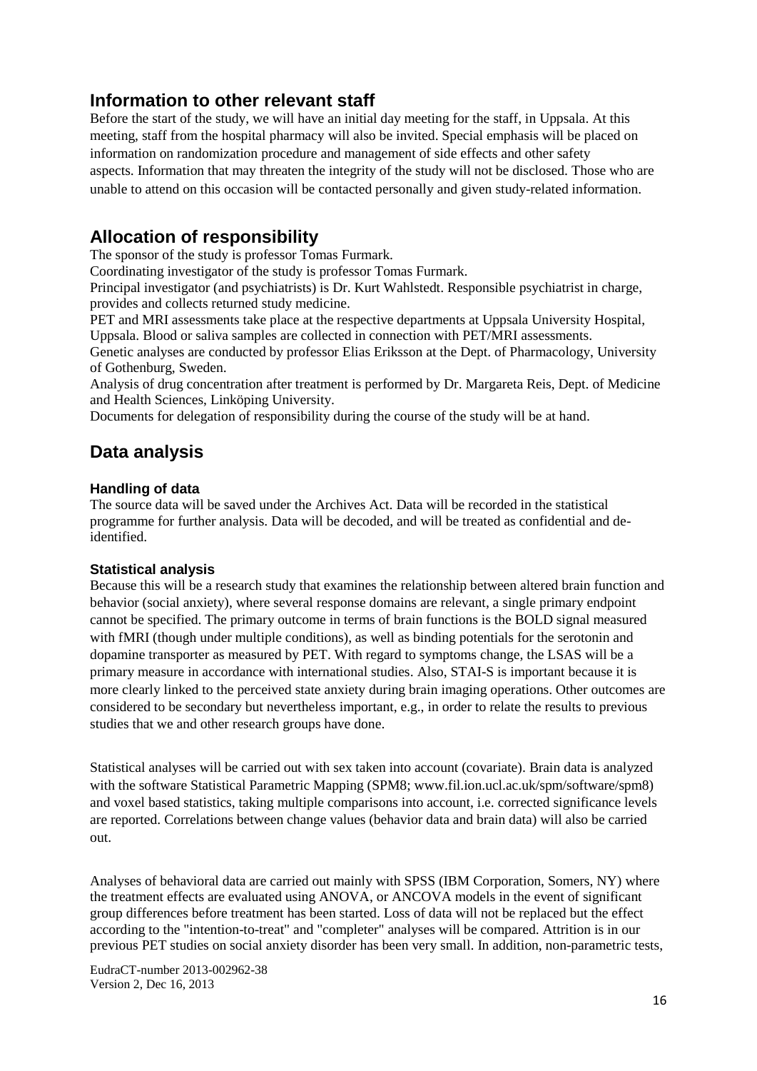## Information to other relevant staff

Before the start of the study, we will have an initial day meeting for the staff, in Uppsala. At this meeting, staff from the hospital pharmacy will also be invited. Special emphasis will be placed on information on randomization procedure and management of side effects and other safety aspects. Information that may threaten the integrity of the study will not be disclosed. Those who are unable to attend on this occasion will be contacted personally and given study-related information.

## Allocation of responsibility

The sponsor of the study is professor Tomas Furmark.

Coordinating investigator of the study is professor Tomas Furmark.

Principal investigator (and psychiatrists) is Dr. Kurt Wahlstedt. Responsible psychiatrist in charge, provides and collects returned study medicine.

PET and MRI assessments take place at the respective departments at Uppsala University Hospital, Uppsala. Blood or saliva samples are collected in connection with PET/MRI assessments.

Genetic analyses are conducted by professor Elias Eriksson at the Dept. of Pharmacology, University of Gothenburg, Sweden.

Analysis of drug concentration after treatment is performed by Dr. Margareta Reis, Dept. of Medicine and Health Sciences, Linköping University.

Documents for delegation of responsibility during the course of the study will be at hand.

## Data analysis

### Handling of data

The source data will be saved under the Archives Act. Data will be recorded in the statistical programme for further analysis. Data will be decoded, and will be treated as confidential and de-identified.

### Statistical analysis

Because this will be a research study that examines the relationship between altered brain function and behavior (social anxiety), where several response domains are relevant, a single primary endpoint cannot be specified. The primary outcome in terms of brain functions is the BOLD signal measured with fMRI (though under multiple conditions), as well as binding potentials for the serotonin and dopamine transporter as measured by PET. With regard to symptoms change, the LSAS will be a primary measure in accordance with international studies. Also, STAI-S is important because it is more clearly linked to the perceived state anxiety during brain imaging operations. Other outcomes are considered to be secondary but nevertheless important, e.g., in order to relate the results to previous studies that we and other research groups have done.

Statistical analyses will be carried out with sex taken into account (covariate). Brain data is analyzed with the software Statistical Parametric Mapping (SPM8; www.fil.ion.ucl.ac.uk/spm/software/spm8) and voxel based statistics, taking multiple comparisons into account, i.e. corrected significance levels are reported. Correlations between change values (behavior data and brain data) will also be carried out.

Analyses of behavioral data are carried out mainly with SPSS (IBM Corporation, Somers, NY) where the treatment effects are evaluated using ANOVA, or ANCOVA models in the event of significant group differences before treatment has been started. Loss of data will not be replaced but the effect according to the "intention-to-treat" and "completer" analyses will be compared. Attrition is in our previous PET studies on social anxiety disorder has been very small. In addition, non-parametric tests,

EudraCT-number 2013-002962-38
Version 2, Dec 16, 2013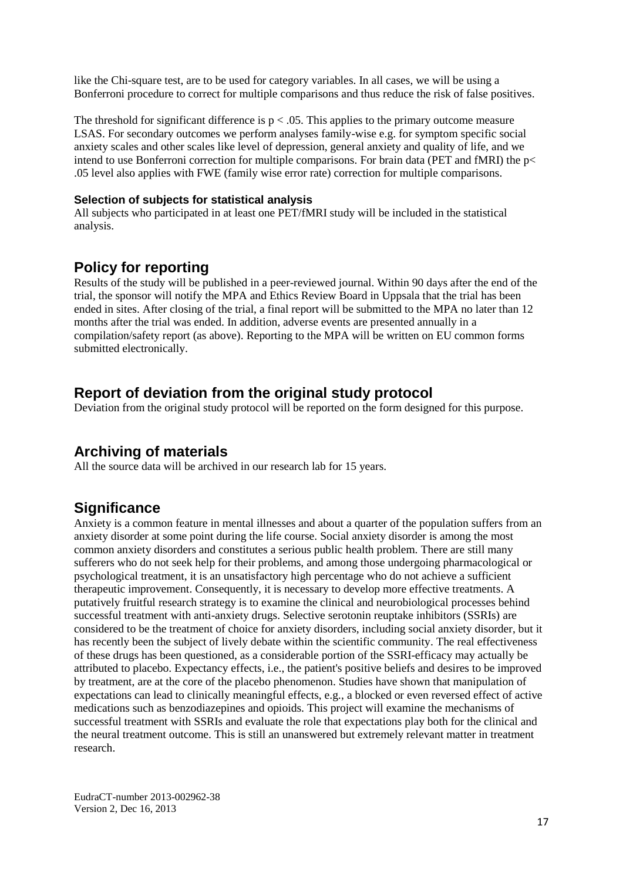like the Chi-square test, are to be used for category variables. In all cases, we will be using a Bonferroni procedure to correct for multiple comparisons and thus reduce the risk of false positives.

The threshold for significant difference is $p < .05$. This applies to the primary outcome measure LSAS. For secondary outcomes we perform analyses family-wise e.g. for symptom specific social anxiety scales and other scales like level of depression, general anxiety and quality of life, and we intend to use Bonferroni correction for multiple comparisons. For brain data (PET and fMRI) the $p < .05$ level also applies with FWE (family wise error rate) correction for multiple comparisons.

#### Selection of subjects for statistical analysis

All subjects who participated in at least one PET/fMRI study will be included in the statistical analysis.

## Policy for reporting

Results of the study will be published in a peer-reviewed journal. Within 90 days after the end of the trial, the sponsor will notify the MPA and Ethics Review Board in Uppsala that the trial has been ended in sites. After closing of the trial, a final report will be submitted to the MPA no later than 12 months after the trial was ended. In addition, adverse events are presented annually in a compilation/safety report (as above). Reporting to the MPA will be written on EU common forms submitted electronically.

## Report of deviation from the original study protocol

Deviation from the original study protocol will be reported on the form designed for this purpose.

## Archiving of materials

All the source data will be archived in our research lab for 15 years.

## Significance

Anxiety is a common feature in mental illnesses and about a quarter of the population suffers from an anxiety disorder at some point during the life course. Social anxiety disorder is among the most common anxiety disorders and constitutes a serious public health problem. There are still many sufferers who do not seek help for their problems, and among those undergoing pharmacological or psychological treatment, it is an unsatisfactory high percentage who do not achieve a sufficient therapeutic improvement. Consequently, it is necessary to develop more effective treatments. A putatively fruitful research strategy is to examine the clinical and neurobiological processes behind successful treatment with anti-anxiety drugs. Selective serotonin reuptake inhibitors (SSRIs) are considered to be the treatment of choice for anxiety disorders, including social anxiety disorder, but it has recently been the subject of lively debate within the scientific community. The real effectiveness of these drugs has been questioned, as a considerable portion of the SSRI-efficacy may actually be attributed to placebo. Expectancy effects, i.e., the patient's positive beliefs and desires to be improved by treatment, are at the core of the placebo phenomenon. Studies have shown that manipulation of expectations can lead to clinically meaningful effects, e.g., a blocked or even reversed effect of active medications such as benzodiazepines and opioids. This project will examine the mechanisms of successful treatment with SSRIs and evaluate the role that expectations play both for the clinical and the neural treatment outcome. This is still an unanswered but extremely relevant matter in treatment research.

EudraCT-number 2013-002962-38
Version 2, Dec 16, 2013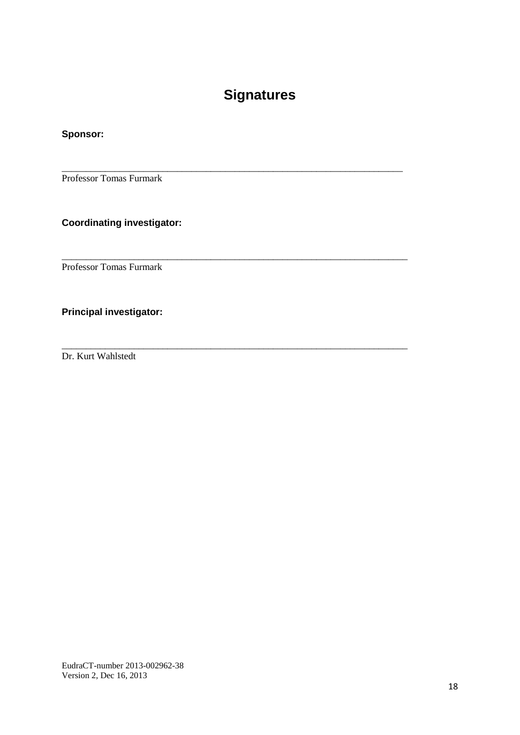# Signatures

**Sponsor:**

\_\_\_\_\_\_\_\_\_\_\_\_\_\_\_\_\_\_\_\_\_\_\_\_\_\_\_\_\_\_\_\_\_\_\_\_\_\_\_\_\_\_\_\_\_\_\_\_\_\_\_\_\_\_\_\_\_\_\_\_\_\_\_\_\_\_\_\_

Professor Tomas Furmark

**Coordinating investigator:**

\_\_\_\_\_\_\_\_\_\_\_\_\_\_\_\_\_\_\_\_\_\_\_\_\_\_\_\_\_\_\_\_\_\_\_\_\_\_\_\_\_\_\_\_\_\_\_\_\_\_\_\_\_\_\_\_\_\_\_\_\_\_\_\_\_\_\_\_

Professor Tomas Furmark

**Principal investigator:**

\_\_\_\_\_\_\_\_\_\_\_\_\_\_\_\_\_\_\_\_\_\_\_\_\_\_\_\_\_\_\_\_\_\_\_\_\_\_\_\_\_\_\_\_\_\_\_\_\_\_\_\_\_\_\_\_\_\_\_\_\_\_\_\_\_\_\_\_

Dr. Kurt Wahlstedt

EudraCT-number 2013-002962-38
Version 2, Dec 16, 2013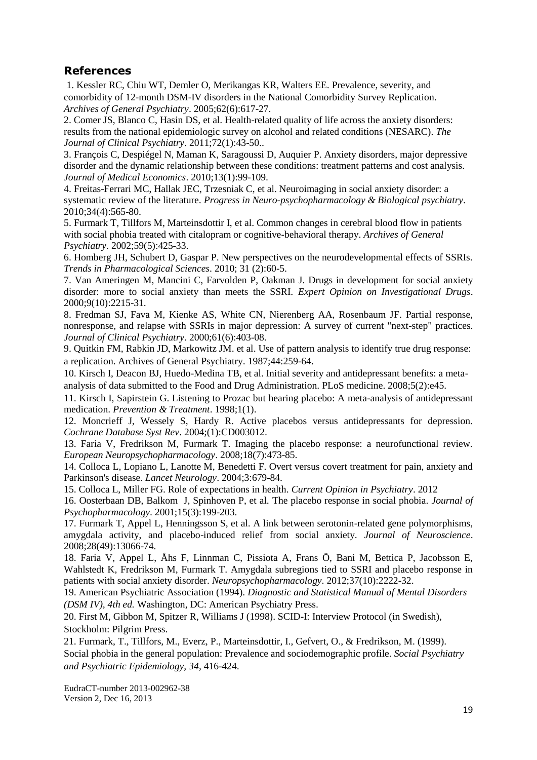## References

1. Kessler RC, Chiu WT, Demler O, Merikangas KR, Walters EE. Prevalence, severity, and comorbidity of 12-month DSM-IV disorders in the National Comorbidity Survey Replication. *Archives of General Psychiatry*. 2005;62(6):617-27.

2. Comer JS, Blanco C, Hasin DS, et al. Health-related quality of life across the anxiety disorders: results from the national epidemiologic survey on alcohol and related conditions (NESARC). *The Journal of Clinical Psychiatry*. 2011;72(1):43-50..

3. François C, Despiégel N, Maman K, Saragoussi D, Auquier P. Anxiety disorders, major depressive disorder and the dynamic relationship between these conditions: treatment patterns and cost analysis. *Journal of Medical Economics*. 2010;13(1):99-109.

4. Freitas-Ferrari MC, Hallak JEC, Trzesniak C, et al. Neuroimaging in social anxiety disorder: a systematic review of the literature. *Progress in Neuro-psychopharmacology & Biological psychiatry*. 2010;34(4):565-80.

5. Furmark T, Tillfors M, Marteinsdottir I, et al. Common changes in cerebral blood flow in patients with social phobia treated with citalopram or cognitive-behavioral therapy. *Archives of General Psychiatry*. 2002;59(5):425-33.

6. Homberg JH, Schubert D, Gaspar P. New perspectives on the neurodevelopmental effects of SSRIs. *Trends in Pharmacological Sciences*. 2010; 31 (2):60-5.

7. Van Ameringen M, Mancini C, Farvolden P, Oakman J. Drugs in development for social anxiety disorder: more to social anxiety than meets the SSRI. *Expert Opinion on Investigational Drugs*. 2000;9(10):2215-31.

8. Fredman SJ, Fava M, Kienke AS, White CN, Nierenberg AA, Rosenbaum JF. Partial response, nonresponse, and relapse with SSRIs in major depression: A survey of current "next-step" practices. *Journal of Clinical Psychiatry*. 2000;61(6):403-08.

9. Quitkin FM, Rabkin JD, Markowitz JM. et al. Use of pattern analysis to identify true drug response: a replication. Archives of General Psychiatry. 1987;44:259-64.

10. Kirsch I, Deacon BJ, Huedo-Medina TB, et al. Initial severity and antidepressant benefits: a meta-analysis of data submitted to the Food and Drug Administration. PLoS medicine. 2008;5(2):e45.

11. Kirsch I, Sapirstein G. Listening to Prozac but hearing placebo: A meta-analysis of antidepressant medication. *Prevention & Treatment*. 1998;1(1).

12. Moncrieff J, Wessely S, Hardy R. Active placebos versus antidepressants for depression. *Cochrane Database Syst Rev*. 2004;(1):CD003012.

13. Faria V, Fredrikson M, Furmark T. Imaging the placebo response: a neurofunctional review. *European Neuropsychopharmacology*. 2008;18(7):473-85.

14. Colloca L, Lopiano L, Lanotte M, Benedetti F. Overt versus covert treatment for pain, anxiety and Parkinson's disease. *Lancet Neurology*. 2004;3:679-84.

15. Colloca L, Miller FG. Role of expectations in health. *Current Opinion in Psychiatry*. 2012

16. Oosterbaan DB, Balkom J, Spinhoven P, et al. The placebo response in social phobia. *Journal of Psychopharmacology*. 2001;15(3):199-203.

17. Furmark T, Appel L, Henningsson S, et al. A link between serotonin-related gene polymorphisms, amygdala activity, and placebo-induced relief from social anxiety. *Journal of Neuroscience*. 2008;28(49):13066-74.

18. Faria V, Appel L, Åhs F, Linnman C, Pissiota A, Frans Ö, Bani M, Bettica P, Jacobsson E, Wahlstedt K, Fredrikson M, Furmark T. Amygdala subregions tied to SSRI and placebo response in patients with social anxiety disorder. *Neuropsychopharmacology*. 2012;37(10):2222-32.

19. American Psychiatric Association (1994). *Diagnostic and Statistical Manual of Mental Disorders (DSM IV), 4th ed.* Washington, DC: American Psychiatry Press.

20. First M, Gibbon M, Spitzer R, Williams J (1998). SCID-I: Interview Protocol (in Swedish), Stockholm: Pilgrim Press.

21. Furmark, T., Tillfors, M., Everz, P., Marteinsdottir, I., Gefvert, O., & Fredrikson, M. (1999). Social phobia in the general population: Prevalence and sociodemographic profile. *Social Psychiatry and Psychiatric Epidemiology, 34*, 416-424.

EudraCT-number 2013-002962-38
Version 2, Dec 16, 2013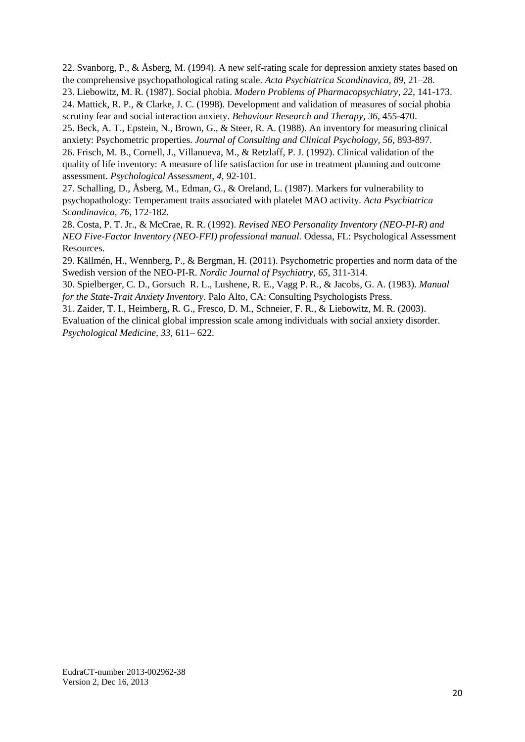22. Svanborg, P., & Åsberg, M. (1994). A new self-rating scale for depression anxiety states based on the comprehensive psychopathological rating scale. *Acta Psychiatrica Scandinavica, 89*, 21–28.

23. Liebowitz, M. R. (1987). Social phobia. *Modern Problems of Pharmacopsychiatry, 22*, 141-173.

24. Mattick, R. P., & Clarke, J. C. (1998). Development and validation of measures of social phobia scrutiny fear and social interaction anxiety. *Behaviour Research and Therapy, 36,* 455-470.

25. Beck, A. T., Epstein, N., Brown, G., & Steer, R. A. (1988). An inventory for measuring clinical anxiety: Psychometric properties. *Journal of Consulting and Clinical Psychology, 56,* 893-897.

26. Frisch, M. B., Cornell, J., Villanueva, M., & Retzlaff, P. J. (1992). Clinical validation of the quality of life inventory: A measure of life satisfaction for use in treatment planning and outcome assessment. *Psychological Assessment, 4,* 92-101.

27. Schalling, D., Åsberg, M., Edman, G., & Oreland, L. (1987). Markers for vulnerability to psychopathology: Temperament traits associated with platelet MAO activity. *Acta Psychiatrica Scandinavica, 76,* 172-182.

28. Costa, P. T. Jr., & McCrae, R. R. (1992). *Revised NEO Personality Inventory (NEO-PI-R) and NEO Five-Factor Inventory (NEO-FFI) professional manual.* Odessa, FL: Psychological Assessment Resources.

29. Källmén, H., Wennberg, P., & Bergman, H. (2011). Psychometric properties and norm data of the Swedish version of the NEO-PI-R. *Nordic Journal of Psychiatry, 65,* 311-314.

30. Spielberger, C. D., Gorsuch R. L., Lushene, R. E., Vagg P. R., & Jacobs, G. A. (1983). *Manual for the State-Trait Anxiety Inventory*. Palo Alto, CA: Consulting Psychologists Press.

31. Zaider, T. I., Heimberg, R. G., Fresco, D. M., Schneier, F. R., & Liebowitz, M. R. (2003). Evaluation of the clinical global impression scale among individuals with social anxiety disorder. *Psychological Medicine, 33*, 611– 622.